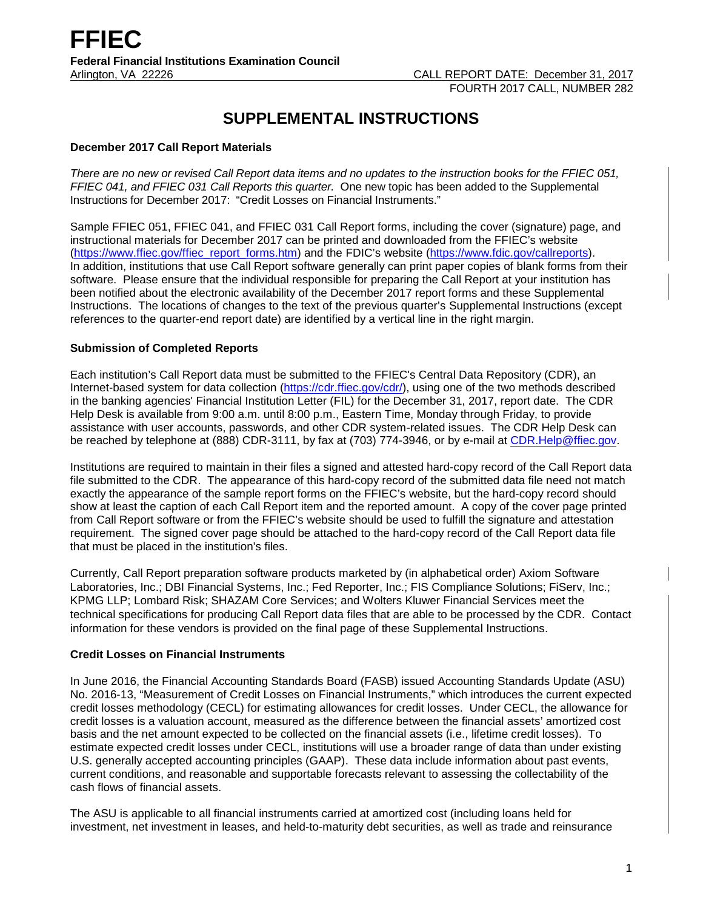# FFIEC

**Federal Financial Institutions Examination Council**
Arlington, VA 22226

CALL REPORT DATE: December 31, 2017
FOURTH 2017 CALL, NUMBER 282

## SUPPLEMENTAL INSTRUCTIONS

### December 2017 Call Report Materials

*There are no new or revised Call Report data items and no updates to the instruction books for the FFIEC 051, FFIEC 041, and FFIEC 031 Call Reports this quarter.* One new topic has been added to the Supplemental Instructions for December 2017: "Credit Losses on Financial Instruments."

Sample FFIEC 051, FFIEC 041, and FFIEC 031 Call Report forms, including the cover (signature) page, and instructional materials for December 2017 can be printed and downloaded from the FFIEC's website (https://www.ffiec.gov/ffiec_report_forms.htm) and the FDIC's website (https://www.fdic.gov/callreports). In addition, institutions that use Call Report software generally can print paper copies of blank forms from their software. Please ensure that the individual responsible for preparing the Call Report at your institution has been notified about the electronic availability of the December 2017 report forms and these Supplemental Instructions. The locations of changes to the text of the previous quarter's Supplemental Instructions (except references to the quarter-end report date) are identified by a vertical line in the right margin.

### Submission of Completed Reports

Each institution's Call Report data must be submitted to the FFIEC's Central Data Repository (CDR), an Internet-based system for data collection (https://cdr.ffiec.gov/cdr/), using one of the two methods described in the banking agencies' Financial Institution Letter (FIL) for the December 31, 2017, report date. The CDR Help Desk is available from 9:00 a.m. until 8:00 p.m., Eastern Time, Monday through Friday, to provide assistance with user accounts, passwords, and other CDR system-related issues. The CDR Help Desk can be reached by telephone at (888) CDR-3111, by fax at (703) 774-3946, or by e-mail at CDR.Help@ffiec.gov.

Institutions are required to maintain in their files a signed and attested hard-copy record of the Call Report data file submitted to the CDR. The appearance of this hard-copy record of the submitted data file need not match exactly the appearance of the sample report forms on the FFIEC's website, but the hard-copy record should show at least the caption of each Call Report item and the reported amount. A copy of the cover page printed from Call Report software or from the FFIEC's website should be used to fulfill the signature and attestation requirement. The signed cover page should be attached to the hard-copy record of the Call Report data file that must be placed in the institution's files.

Currently, Call Report preparation software products marketed by (in alphabetical order) Axiom Software Laboratories, Inc.; DBI Financial Systems, Inc.; Fed Reporter, Inc.; FIS Compliance Solutions; FiServ, Inc.; KPMG LLP; Lombard Risk; SHAZAM Core Services; and Wolters Kluwer Financial Services meet the technical specifications for producing Call Report data files that are able to be processed by the CDR. Contact information for these vendors is provided on the final page of these Supplemental Instructions.

### Credit Losses on Financial Instruments

In June 2016, the Financial Accounting Standards Board (FASB) issued Accounting Standards Update (ASU) No. 2016-13, "Measurement of Credit Losses on Financial Instruments," which introduces the current expected credit losses methodology (CECL) for estimating allowances for credit losses. Under CECL, the allowance for credit losses is a valuation account, measured as the difference between the financial assets' amortized cost basis and the net amount expected to be collected on the financial assets (i.e., lifetime credit losses). To estimate expected credit losses under CECL, institutions will use a broader range of data than under existing U.S. generally accepted accounting principles (GAAP). These data include information about past events, current conditions, and reasonable and supportable forecasts relevant to assessing the collectability of the cash flows of financial assets.

The ASU is applicable to all financial instruments carried at amortized cost (including loans held for investment, net investment in leases, and held-to-maturity debt securities, as well as trade and reinsurance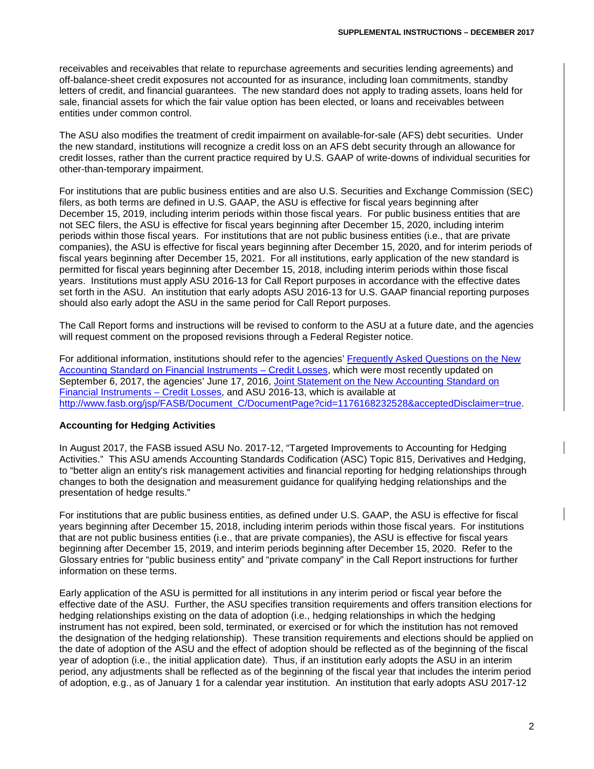receivables and receivables that relate to repurchase agreements and securities lending agreements) and off-balance-sheet credit exposures not accounted for as insurance, including loan commitments, standby letters of credit, and financial guarantees. The new standard does not apply to trading assets, loans held for sale, financial assets for which the fair value option has been elected, or loans and receivables between entities under common control.

The ASU also modifies the treatment of credit impairment on available-for-sale (AFS) debt securities. Under the new standard, institutions will recognize a credit loss on an AFS debt security through an allowance for credit losses, rather than the current practice required by U.S. GAAP of write-downs of individual securities for other-than-temporary impairment.

For institutions that are public business entities and are also U.S. Securities and Exchange Commission (SEC) filers, as both terms are defined in U.S. GAAP, the ASU is effective for fiscal years beginning after December 15, 2019, including interim periods within those fiscal years. For public business entities that are not SEC filers, the ASU is effective for fiscal years beginning after December 15, 2020, including interim periods within those fiscal years. For institutions that are not public business entities (i.e., that are private companies), the ASU is effective for fiscal years beginning after December 15, 2020, and for interim periods of fiscal years beginning after December 15, 2021. For all institutions, early application of the new standard is permitted for fiscal years beginning after December 15, 2018, including interim periods within those fiscal years. Institutions must apply ASU 2016-13 for Call Report purposes in accordance with the effective dates set forth in the ASU. An institution that early adopts ASU 2016-13 for U.S. GAAP financial reporting purposes should also early adopt the ASU in the same period for Call Report purposes.

The Call Report forms and instructions will be revised to conform to the ASU at a future date, and the agencies will request comment on the proposed revisions through a Federal Register notice.

For additional information, institutions should refer to the agencies' Frequently Asked Questions on the New Accounting Standard on Financial Instruments – Credit Losses, which were most recently updated on September 6, 2017, the agencies' June 17, 2016, Joint Statement on the New Accounting Standard on Financial Instruments – Credit Losses, and ASU 2016-13, which is available at http://www.fasb.org/jsp/FASB/Document_C/DocumentPage?cid=1176168232528&acceptedDisclaimer=true.

### Accounting for Hedging Activities

In August 2017, the FASB issued ASU No. 2017-12, "Targeted Improvements to Accounting for Hedging Activities." This ASU amends Accounting Standards Codification (ASC) Topic 815, Derivatives and Hedging, to "better align an entity's risk management activities and financial reporting for hedging relationships through changes to both the designation and measurement guidance for qualifying hedging relationships and the presentation of hedge results."

For institutions that are public business entities, as defined under U.S. GAAP, the ASU is effective for fiscal years beginning after December 15, 2018, including interim periods within those fiscal years. For institutions that are not public business entities (i.e., that are private companies), the ASU is effective for fiscal years beginning after December 15, 2019, and interim periods beginning after December 15, 2020. Refer to the Glossary entries for "public business entity" and "private company" in the Call Report instructions for further information on these terms.

Early application of the ASU is permitted for all institutions in any interim period or fiscal year before the effective date of the ASU. Further, the ASU specifies transition requirements and offers transition elections for hedging relationships existing on the data of adoption (i.e., hedging relationships in which the hedging instrument has not expired, been sold, terminated, or exercised or for which the institution has not removed the designation of the hedging relationship). These transition requirements and elections should be applied on the date of adoption of the ASU and the effect of adoption should be reflected as of the beginning of the fiscal year of adoption (i.e., the initial application date). Thus, if an institution early adopts the ASU in an interim period, any adjustments shall be reflected as of the beginning of the fiscal year that includes the interim period of adoption, e.g., as of January 1 for a calendar year institution. An institution that early adopts ASU 2017-12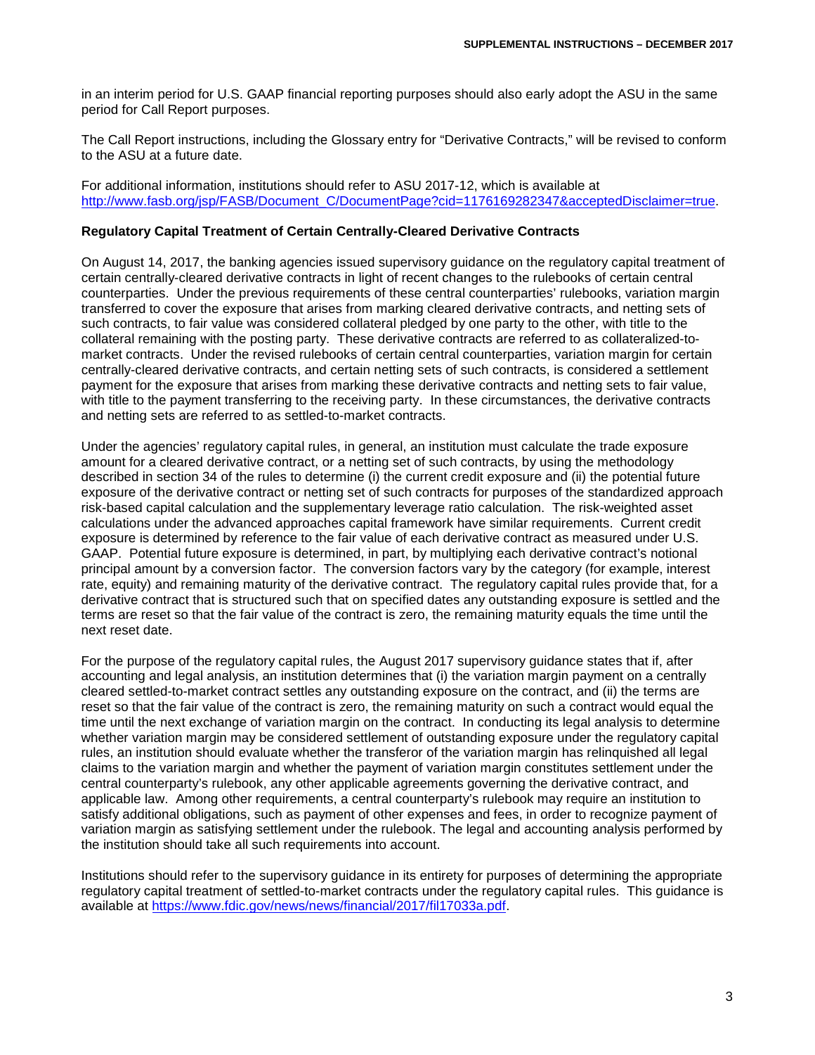in an interim period for U.S. GAAP financial reporting purposes should also early adopt the ASU in the same period for Call Report purposes.

The Call Report instructions, including the Glossary entry for "Derivative Contracts," will be revised to conform to the ASU at a future date.

For additional information, institutions should refer to ASU 2017-12, which is available at http://www.fasb.org/jsp/FASB/Document_C/DocumentPage?cid=1176169282347&acceptedDisclaimer=true.

**Regulatory Capital Treatment of Certain Centrally-Cleared Derivative Contracts**

On August 14, 2017, the banking agencies issued supervisory guidance on the regulatory capital treatment of certain centrally-cleared derivative contracts in light of recent changes to the rulebooks of certain central counterparties. Under the previous requirements of these central counterparties' rulebooks, variation margin transferred to cover the exposure that arises from marking cleared derivative contracts, and netting sets of such contracts, to fair value was considered collateral pledged by one party to the other, with title to the collateral remaining with the posting party. These derivative contracts are referred to as collateralized-to-market contracts. Under the revised rulebooks of certain central counterparties, variation margin for certain centrally-cleared derivative contracts, and certain netting sets of such contracts, is considered a settlement payment for the exposure that arises from marking these derivative contracts and netting sets to fair value, with title to the payment transferring to the receiving party. In these circumstances, the derivative contracts and netting sets are referred to as settled-to-market contracts.

Under the agencies' regulatory capital rules, in general, an institution must calculate the trade exposure amount for a cleared derivative contract, or a netting set of such contracts, by using the methodology described in section 34 of the rules to determine (i) the current credit exposure and (ii) the potential future exposure of the derivative contract or netting set of such contracts for purposes of the standardized approach risk-based capital calculation and the supplementary leverage ratio calculation. The risk-weighted asset calculations under the advanced approaches capital framework have similar requirements. Current credit exposure is determined by reference to the fair value of each derivative contract as measured under U.S. GAAP. Potential future exposure is determined, in part, by multiplying each derivative contract's notional principal amount by a conversion factor. The conversion factors vary by the category (for example, interest rate, equity) and remaining maturity of the derivative contract. The regulatory capital rules provide that, for a derivative contract that is structured such that on specified dates any outstanding exposure is settled and the terms are reset so that the fair value of the contract is zero, the remaining maturity equals the time until the next reset date.

For the purpose of the regulatory capital rules, the August 2017 supervisory guidance states that if, after accounting and legal analysis, an institution determines that (i) the variation margin payment on a centrally cleared settled-to-market contract settles any outstanding exposure on the contract, and (ii) the terms are reset so that the fair value of the contract is zero, the remaining maturity on such a contract would equal the time until the next exchange of variation margin on the contract. In conducting its legal analysis to determine whether variation margin may be considered settlement of outstanding exposure under the regulatory capital rules, an institution should evaluate whether the transferor of the variation margin has relinquished all legal claims to the variation margin and whether the payment of variation margin constitutes settlement under the central counterparty's rulebook, any other applicable agreements governing the derivative contract, and applicable law. Among other requirements, a central counterparty's rulebook may require an institution to satisfy additional obligations, such as payment of other expenses and fees, in order to recognize payment of variation margin as satisfying settlement under the rulebook. The legal and accounting analysis performed by the institution should take all such requirements into account.

Institutions should refer to the supervisory guidance in its entirety for purposes of determining the appropriate regulatory capital treatment of settled-to-market contracts under the regulatory capital rules. This guidance is available at https://www.fdic.gov/news/news/financial/2017/fil17033a.pdf.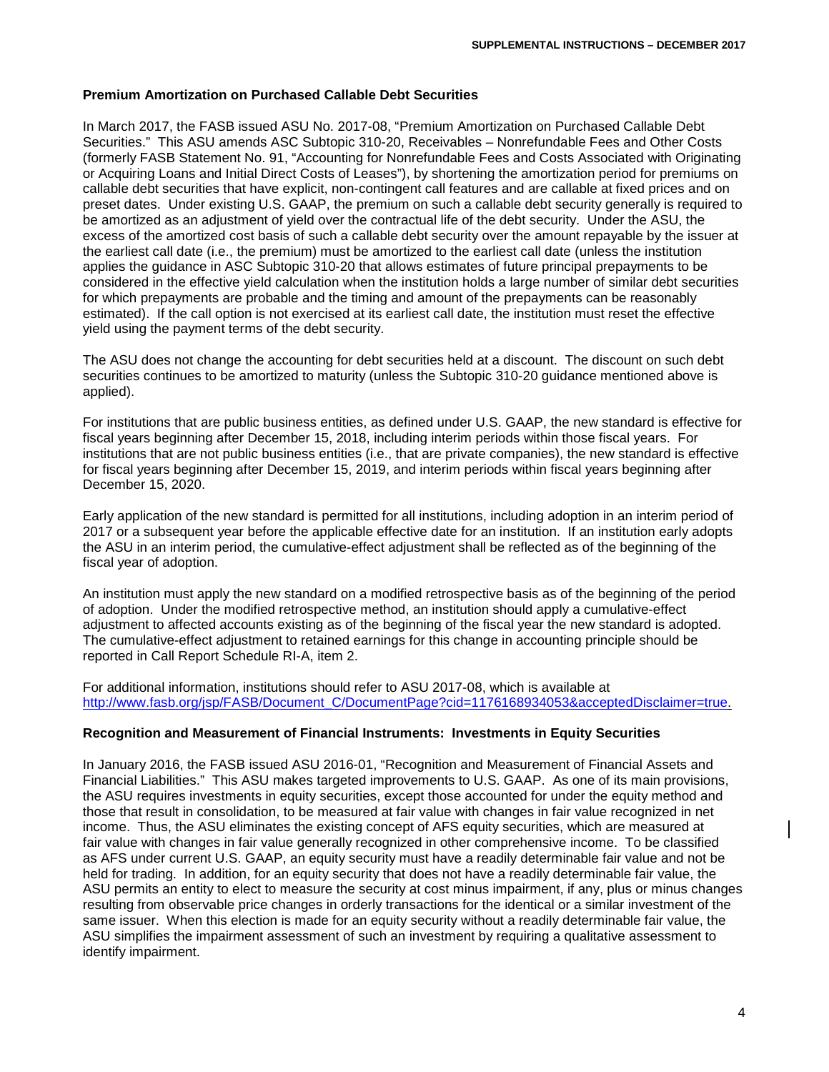### Premium Amortization on Purchased Callable Debt Securities

In March 2017, the FASB issued ASU No. 2017-08, "Premium Amortization on Purchased Callable Debt Securities." This ASU amends ASC Subtopic 310-20, Receivables – Nonrefundable Fees and Other Costs (formerly FASB Statement No. 91, "Accounting for Nonrefundable Fees and Costs Associated with Originating or Acquiring Loans and Initial Direct Costs of Leases"), by shortening the amortization period for premiums on callable debt securities that have explicit, non-contingent call features and are callable at fixed prices and on preset dates. Under existing U.S. GAAP, the premium on such a callable debt security generally is required to be amortized as an adjustment of yield over the contractual life of the debt security. Under the ASU, the excess of the amortized cost basis of such a callable debt security over the amount repayable by the issuer at the earliest call date (i.e., the premium) must be amortized to the earliest call date (unless the institution applies the guidance in ASC Subtopic 310-20 that allows estimates of future principal prepayments to be considered in the effective yield calculation when the institution holds a large number of similar debt securities for which prepayments are probable and the timing and amount of the prepayments can be reasonably estimated). If the call option is not exercised at its earliest call date, the institution must reset the effective yield using the payment terms of the debt security.

The ASU does not change the accounting for debt securities held at a discount. The discount on such debt securities continues to be amortized to maturity (unless the Subtopic 310-20 guidance mentioned above is applied).

For institutions that are public business entities, as defined under U.S. GAAP, the new standard is effective for fiscal years beginning after December 15, 2018, including interim periods within those fiscal years. For institutions that are not public business entities (i.e., that are private companies), the new standard is effective for fiscal years beginning after December 15, 2019, and interim periods within fiscal years beginning after December 15, 2020.

Early application of the new standard is permitted for all institutions, including adoption in an interim period of 2017 or a subsequent year before the applicable effective date for an institution. If an institution early adopts the ASU in an interim period, the cumulative-effect adjustment shall be reflected as of the beginning of the fiscal year of adoption.

An institution must apply the new standard on a modified retrospective basis as of the beginning of the period of adoption. Under the modified retrospective method, an institution should apply a cumulative-effect adjustment to affected accounts existing as of the beginning of the fiscal year the new standard is adopted. The cumulative-effect adjustment to retained earnings for this change in accounting principle should be reported in Call Report Schedule RI-A, item 2.

For additional information, institutions should refer to ASU 2017-08, which is available at http://www.fasb.org/jsp/FASB/Document_C/DocumentPage?cid=1176168934053&acceptedDisclaimer=true.

### Recognition and Measurement of Financial Instruments: Investments in Equity Securities

In January 2016, the FASB issued ASU 2016-01, "Recognition and Measurement of Financial Assets and Financial Liabilities." This ASU makes targeted improvements to U.S. GAAP. As one of its main provisions, the ASU requires investments in equity securities, except those accounted for under the equity method and those that result in consolidation, to be measured at fair value with changes in fair value recognized in net income. Thus, the ASU eliminates the existing concept of AFS equity securities, which are measured at fair value with changes in fair value generally recognized in other comprehensive income. To be classified as AFS under current U.S. GAAP, an equity security must have a readily determinable fair value and not be held for trading. In addition, for an equity security that does not have a readily determinable fair value, the ASU permits an entity to elect to measure the security at cost minus impairment, if any, plus or minus changes resulting from observable price changes in orderly transactions for the identical or a similar investment of the same issuer. When this election is made for an equity security without a readily determinable fair value, the ASU simplifies the impairment assessment of such an investment by requiring a qualitative assessment to identify impairment.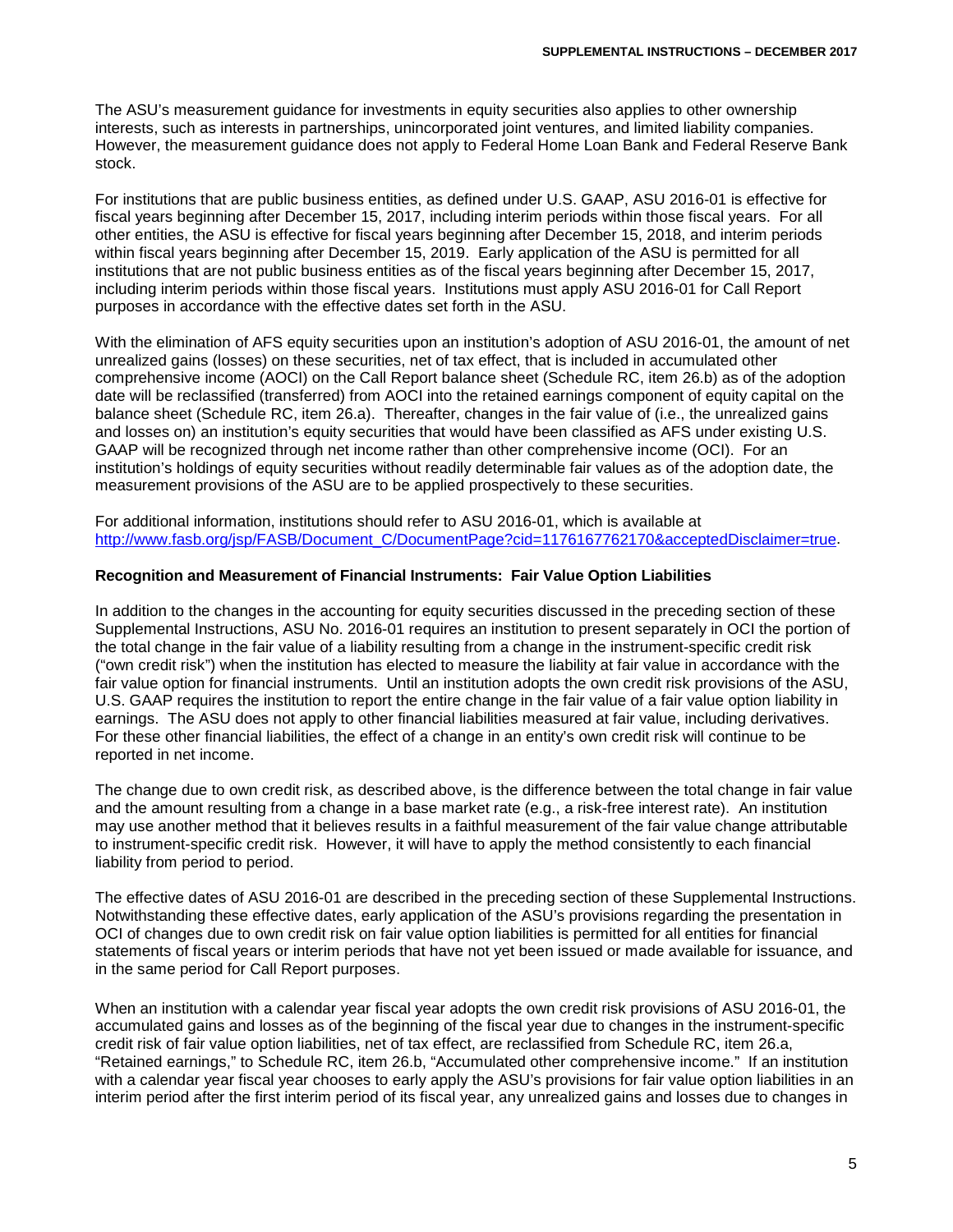The ASU's measurement guidance for investments in equity securities also applies to other ownership interests, such as interests in partnerships, unincorporated joint ventures, and limited liability companies. However, the measurement guidance does not apply to Federal Home Loan Bank and Federal Reserve Bank stock.

For institutions that are public business entities, as defined under U.S. GAAP, ASU 2016-01 is effective for fiscal years beginning after December 15, 2017, including interim periods within those fiscal years. For all other entities, the ASU is effective for fiscal years beginning after December 15, 2018, and interim periods within fiscal years beginning after December 15, 2019. Early application of the ASU is permitted for all institutions that are not public business entities as of the fiscal years beginning after December 15, 2017, including interim periods within those fiscal years. Institutions must apply ASU 2016-01 for Call Report purposes in accordance with the effective dates set forth in the ASU.

With the elimination of AFS equity securities upon an institution's adoption of ASU 2016-01, the amount of net unrealized gains (losses) on these securities, net of tax effect, that is included in accumulated other comprehensive income (AOCI) on the Call Report balance sheet (Schedule RC, item 26.b) as of the adoption date will be reclassified (transferred) from AOCI into the retained earnings component of equity capital on the balance sheet (Schedule RC, item 26.a). Thereafter, changes in the fair value of (i.e., the unrealized gains and losses on) an institution's equity securities that would have been classified as AFS under existing U.S. GAAP will be recognized through net income rather than other comprehensive income (OCI). For an institution's holdings of equity securities without readily determinable fair values as of the adoption date, the measurement provisions of the ASU are to be applied prospectively to these securities.

For additional information, institutions should refer to ASU 2016-01, which is available at http://www.fasb.org/jsp/FASB/Document_C/DocumentPage?cid=1176167762170&acceptedDisclaimer=true.

**Recognition and Measurement of Financial Instruments: Fair Value Option Liabilities**

In addition to the changes in the accounting for equity securities discussed in the preceding section of these Supplemental Instructions, ASU No. 2016-01 requires an institution to present separately in OCI the portion of the total change in the fair value of a liability resulting from a change in the instrument-specific credit risk ("own credit risk") when the institution has elected to measure the liability at fair value in accordance with the fair value option for financial instruments. Until an institution adopts the own credit risk provisions of the ASU, U.S. GAAP requires the institution to report the entire change in the fair value of a fair value option liability in earnings. The ASU does not apply to other financial liabilities measured at fair value, including derivatives. For these other financial liabilities, the effect of a change in an entity's own credit risk will continue to be reported in net income.

The change due to own credit risk, as described above, is the difference between the total change in fair value and the amount resulting from a change in a base market rate (e.g., a risk-free interest rate). An institution may use another method that it believes results in a faithful measurement of the fair value change attributable to instrument-specific credit risk. However, it will have to apply the method consistently to each financial liability from period to period.

The effective dates of ASU 2016-01 are described in the preceding section of these Supplemental Instructions. Notwithstanding these effective dates, early application of the ASU's provisions regarding the presentation in OCI of changes due to own credit risk on fair value option liabilities is permitted for all entities for financial statements of fiscal years or interim periods that have not yet been issued or made available for issuance, and in the same period for Call Report purposes.

When an institution with a calendar year fiscal year adopts the own credit risk provisions of ASU 2016-01, the accumulated gains and losses as of the beginning of the fiscal year due to changes in the instrument-specific credit risk of fair value option liabilities, net of tax effect, are reclassified from Schedule RC, item 26.a, "Retained earnings," to Schedule RC, item 26.b, "Accumulated other comprehensive income." If an institution with a calendar year fiscal year chooses to early apply the ASU's provisions for fair value option liabilities in an interim period after the first interim period of its fiscal year, any unrealized gains and losses due to changes in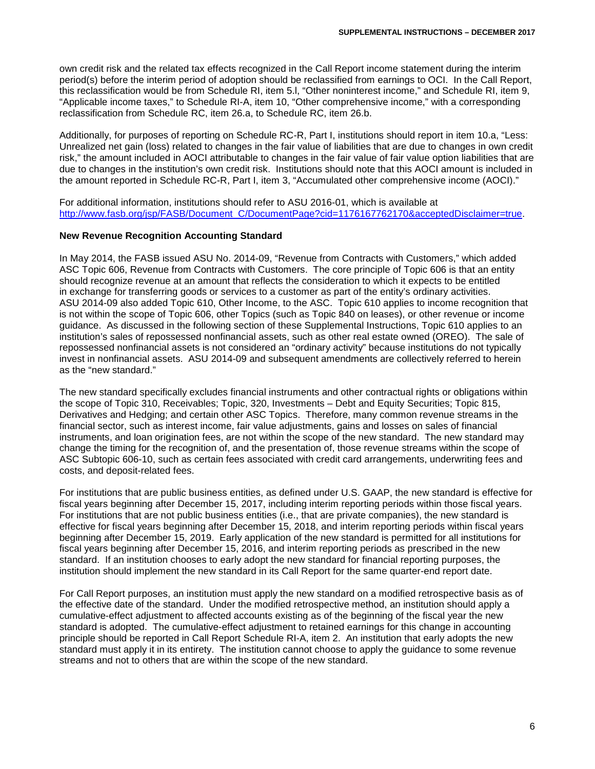own credit risk and the related tax effects recognized in the Call Report income statement during the interim period(s) before the interim period of adoption should be reclassified from earnings to OCI. In the Call Report, this reclassification would be from Schedule RI, item 5.l, "Other noninterest income," and Schedule RI, item 9, "Applicable income taxes," to Schedule RI-A, item 10, "Other comprehensive income," with a corresponding reclassification from Schedule RC, item 26.a, to Schedule RC, item 26.b.

Additionally, for purposes of reporting on Schedule RC-R, Part I, institutions should report in item 10.a, "Less: Unrealized net gain (loss) related to changes in the fair value of liabilities that are due to changes in own credit risk," the amount included in AOCI attributable to changes in the fair value of fair value option liabilities that are due to changes in the institution's own credit risk. Institutions should note that this AOCI amount is included in the amount reported in Schedule RC-R, Part I, item 3, "Accumulated other comprehensive income (AOCI)."

For additional information, institutions should refer to ASU 2016-01, which is available at http://www.fasb.org/jsp/FASB/Document_C/DocumentPage?cid=1176167762170&acceptedDisclaimer=true.

**New Revenue Recognition Accounting Standard**

In May 2014, the FASB issued ASU No. 2014-09, "Revenue from Contracts with Customers," which added ASC Topic 606, Revenue from Contracts with Customers. The core principle of Topic 606 is that an entity should recognize revenue at an amount that reflects the consideration to which it expects to be entitled in exchange for transferring goods or services to a customer as part of the entity's ordinary activities. ASU 2014-09 also added Topic 610, Other Income, to the ASC. Topic 610 applies to income recognition that is not within the scope of Topic 606, other Topics (such as Topic 840 on leases), or other revenue or income guidance. As discussed in the following section of these Supplemental Instructions, Topic 610 applies to an institution's sales of repossessed nonfinancial assets, such as other real estate owned (OREO). The sale of repossessed nonfinancial assets is not considered an "ordinary activity" because institutions do not typically invest in nonfinancial assets. ASU 2014-09 and subsequent amendments are collectively referred to herein as the "new standard."

The new standard specifically excludes financial instruments and other contractual rights or obligations within the scope of Topic 310, Receivables; Topic, 320, Investments – Debt and Equity Securities; Topic 815, Derivatives and Hedging; and certain other ASC Topics. Therefore, many common revenue streams in the financial sector, such as interest income, fair value adjustments, gains and losses on sales of financial instruments, and loan origination fees, are not within the scope of the new standard. The new standard may change the timing for the recognition of, and the presentation of, those revenue streams within the scope of ASC Subtopic 606-10, such as certain fees associated with credit card arrangements, underwriting fees and costs, and deposit-related fees.

For institutions that are public business entities, as defined under U.S. GAAP, the new standard is effective for fiscal years beginning after December 15, 2017, including interim reporting periods within those fiscal years. For institutions that are not public business entities (i.e., that are private companies), the new standard is effective for fiscal years beginning after December 15, 2018, and interim reporting periods within fiscal years beginning after December 15, 2019. Early application of the new standard is permitted for all institutions for fiscal years beginning after December 15, 2016, and interim reporting periods as prescribed in the new standard. If an institution chooses to early adopt the new standard for financial reporting purposes, the institution should implement the new standard in its Call Report for the same quarter-end report date.

For Call Report purposes, an institution must apply the new standard on a modified retrospective basis as of the effective date of the standard. Under the modified retrospective method, an institution should apply a cumulative-effect adjustment to affected accounts existing as of the beginning of the fiscal year the new standard is adopted. The cumulative-effect adjustment to retained earnings for this change in accounting principle should be reported in Call Report Schedule RI-A, item 2. An institution that early adopts the new standard must apply it in its entirety. The institution cannot choose to apply the guidance to some revenue streams and not to others that are within the scope of the new standard.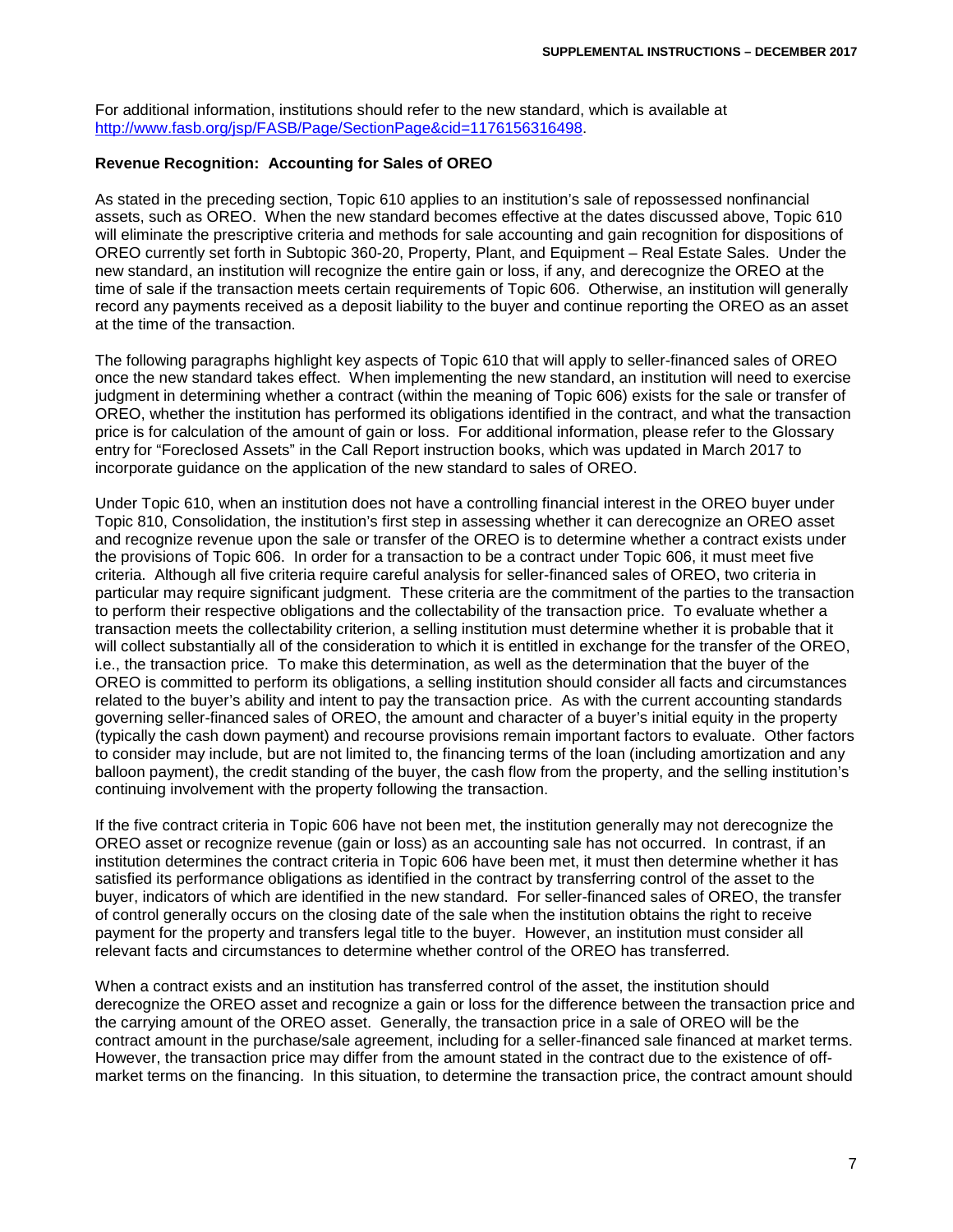For additional information, institutions should refer to the new standard, which is available at [http://www.fasb.org/jsp/FASB/Page/SectionPage&cid=1176156316498](http://www.fasb.org/jsp/FASB/Page/SectionPage&cid=1176156316498).

**Revenue Recognition: Accounting for Sales of OREO**

As stated in the preceding section, Topic 610 applies to an institution's sale of repossessed nonfinancial assets, such as OREO. When the new standard becomes effective at the dates discussed above, Topic 610 will eliminate the prescriptive criteria and methods for sale accounting and gain recognition for dispositions of OREO currently set forth in Subtopic 360-20, Property, Plant, and Equipment – Real Estate Sales. Under the new standard, an institution will recognize the entire gain or loss, if any, and derecognize the OREO at the time of sale if the transaction meets certain requirements of Topic 606. Otherwise, an institution will generally record any payments received as a deposit liability to the buyer and continue reporting the OREO as an asset at the time of the transaction.

The following paragraphs highlight key aspects of Topic 610 that will apply to seller-financed sales of OREO once the new standard takes effect. When implementing the new standard, an institution will need to exercise judgment in determining whether a contract (within the meaning of Topic 606) exists for the sale or transfer of OREO, whether the institution has performed its obligations identified in the contract, and what the transaction price is for calculation of the amount of gain or loss. For additional information, please refer to the Glossary entry for "Foreclosed Assets" in the Call Report instruction books, which was updated in March 2017 to incorporate guidance on the application of the new standard to sales of OREO.

Under Topic 610, when an institution does not have a controlling financial interest in the OREO buyer under Topic 810, Consolidation, the institution's first step in assessing whether it can derecognize an OREO asset and recognize revenue upon the sale or transfer of the OREO is to determine whether a contract exists under the provisions of Topic 606. In order for a transaction to be a contract under Topic 606, it must meet five criteria. Although all five criteria require careful analysis for seller-financed sales of OREO, two criteria in particular may require significant judgment. These criteria are the commitment of the parties to the transaction to perform their respective obligations and the collectability of the transaction price. To evaluate whether a transaction meets the collectability criterion, a selling institution must determine whether it is probable that it will collect substantially all of the consideration to which it is entitled in exchange for the transfer of the OREO, i.e., the transaction price. To make this determination, as well as the determination that the buyer of the OREO is committed to perform its obligations, a selling institution should consider all facts and circumstances related to the buyer's ability and intent to pay the transaction price. As with the current accounting standards governing seller-financed sales of OREO, the amount and character of a buyer's initial equity in the property (typically the cash down payment) and recourse provisions remain important factors to evaluate. Other factors to consider may include, but are not limited to, the financing terms of the loan (including amortization and any balloon payment), the credit standing of the buyer, the cash flow from the property, and the selling institution's continuing involvement with the property following the transaction.

If the five contract criteria in Topic 606 have not been met, the institution generally may not derecognize the OREO asset or recognize revenue (gain or loss) as an accounting sale has not occurred. In contrast, if an institution determines the contract criteria in Topic 606 have been met, it must then determine whether it has satisfied its performance obligations as identified in the contract by transferring control of the asset to the buyer, indicators of which are identified in the new standard. For seller-financed sales of OREO, the transfer of control generally occurs on the closing date of the sale when the institution obtains the right to receive payment for the property and transfers legal title to the buyer. However, an institution must consider all relevant facts and circumstances to determine whether control of the OREO has transferred.

When a contract exists and an institution has transferred control of the asset, the institution should derecognize the OREO asset and recognize a gain or loss for the difference between the transaction price and the carrying amount of the OREO asset. Generally, the transaction price in a sale of OREO will be the contract amount in the purchase/sale agreement, including for a seller-financed sale financed at market terms. However, the transaction price may differ from the amount stated in the contract due to the existence of off-market terms on the financing. In this situation, to determine the transaction price, the contract amount should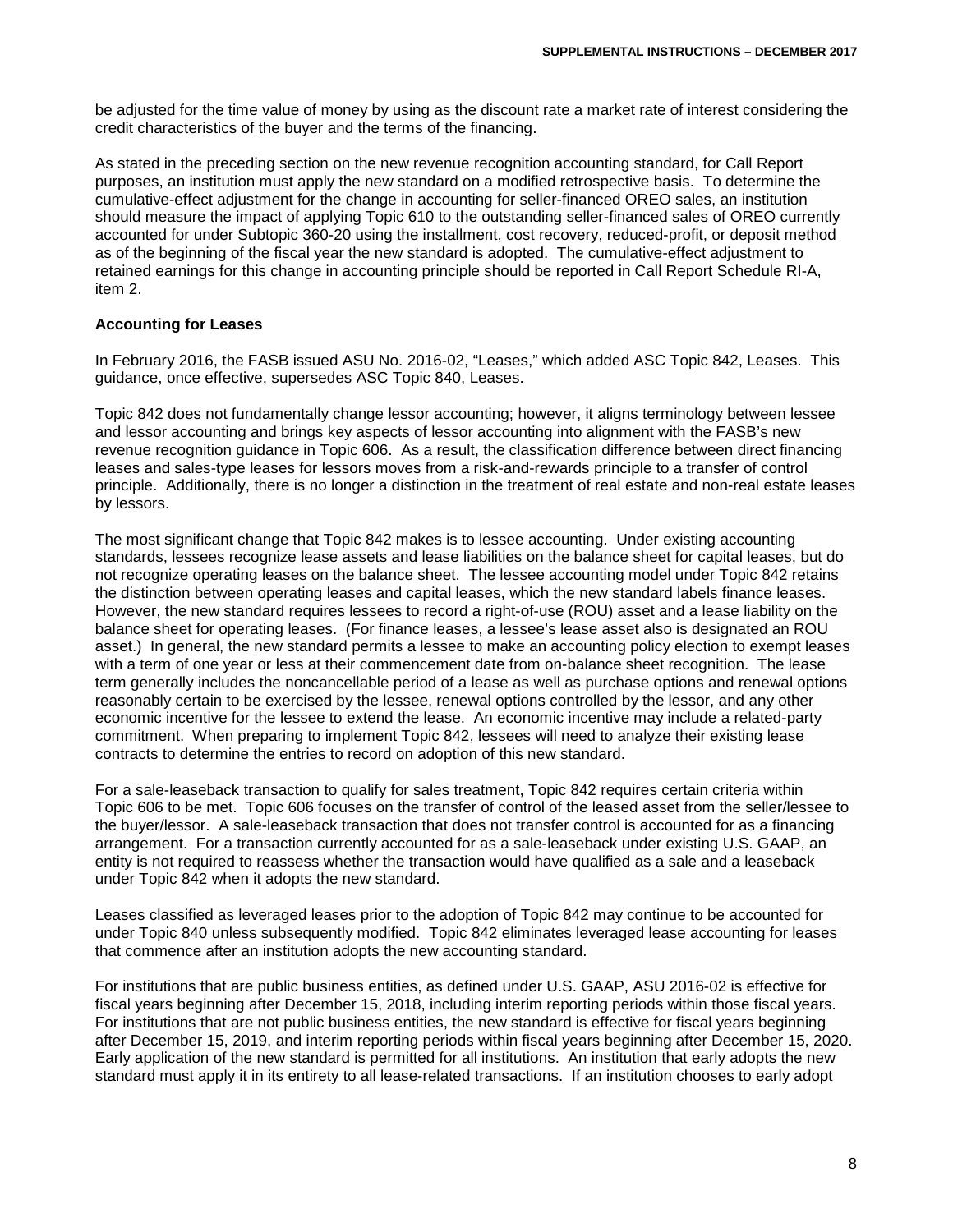be adjusted for the time value of money by using as the discount rate a market rate of interest considering the credit characteristics of the buyer and the terms of the financing.

As stated in the preceding section on the new revenue recognition accounting standard, for Call Report purposes, an institution must apply the new standard on a modified retrospective basis. To determine the cumulative-effect adjustment for the change in accounting for seller-financed OREO sales, an institution should measure the impact of applying Topic 610 to the outstanding seller-financed sales of OREO currently accounted for under Subtopic 360-20 using the installment, cost recovery, reduced-profit, or deposit method as of the beginning of the fiscal year the new standard is adopted. The cumulative-effect adjustment to retained earnings for this change in accounting principle should be reported in Call Report Schedule RI-A, item 2.

**Accounting for Leases**

In February 2016, the FASB issued ASU No. 2016-02, "Leases," which added ASC Topic 842, Leases. This guidance, once effective, supersedes ASC Topic 840, Leases.

Topic 842 does not fundamentally change lessor accounting; however, it aligns terminology between lessee and lessor accounting and brings key aspects of lessor accounting into alignment with the FASB's new revenue recognition guidance in Topic 606. As a result, the classification difference between direct financing leases and sales-type leases for lessors moves from a risk-and-rewards principle to a transfer of control principle. Additionally, there is no longer a distinction in the treatment of real estate and non-real estate leases by lessors.

The most significant change that Topic 842 makes is to lessee accounting. Under existing accounting standards, lessees recognize lease assets and lease liabilities on the balance sheet for capital leases, but do not recognize operating leases on the balance sheet. The lessee accounting model under Topic 842 retains the distinction between operating leases and capital leases, which the new standard labels finance leases. However, the new standard requires lessees to record a right-of-use (ROU) asset and a lease liability on the balance sheet for operating leases. (For finance leases, a lessee's lease asset also is designated an ROU asset.) In general, the new standard permits a lessee to make an accounting policy election to exempt leases with a term of one year or less at their commencement date from on-balance sheet recognition. The lease term generally includes the noncancellable period of a lease as well as purchase options and renewal options reasonably certain to be exercised by the lessee, renewal options controlled by the lessor, and any other economic incentive for the lessee to extend the lease. An economic incentive may include a related-party commitment. When preparing to implement Topic 842, lessees will need to analyze their existing lease contracts to determine the entries to record on adoption of this new standard.

For a sale-leaseback transaction to qualify for sales treatment, Topic 842 requires certain criteria within Topic 606 to be met. Topic 606 focuses on the transfer of control of the leased asset from the seller/lessee to the buyer/lessor. A sale-leaseback transaction that does not transfer control is accounted for as a financing arrangement. For a transaction currently accounted for as a sale-leaseback under existing U.S. GAAP, an entity is not required to reassess whether the transaction would have qualified as a sale and a leaseback under Topic 842 when it adopts the new standard.

Leases classified as leveraged leases prior to the adoption of Topic 842 may continue to be accounted for under Topic 840 unless subsequently modified. Topic 842 eliminates leveraged lease accounting for leases that commence after an institution adopts the new accounting standard.

For institutions that are public business entities, as defined under U.S. GAAP, ASU 2016-02 is effective for fiscal years beginning after December 15, 2018, including interim reporting periods within those fiscal years. For institutions that are not public business entities, the new standard is effective for fiscal years beginning after December 15, 2019, and interim reporting periods within fiscal years beginning after December 15, 2020. Early application of the new standard is permitted for all institutions. An institution that early adopts the new standard must apply it in its entirety to all lease-related transactions. If an institution chooses to early adopt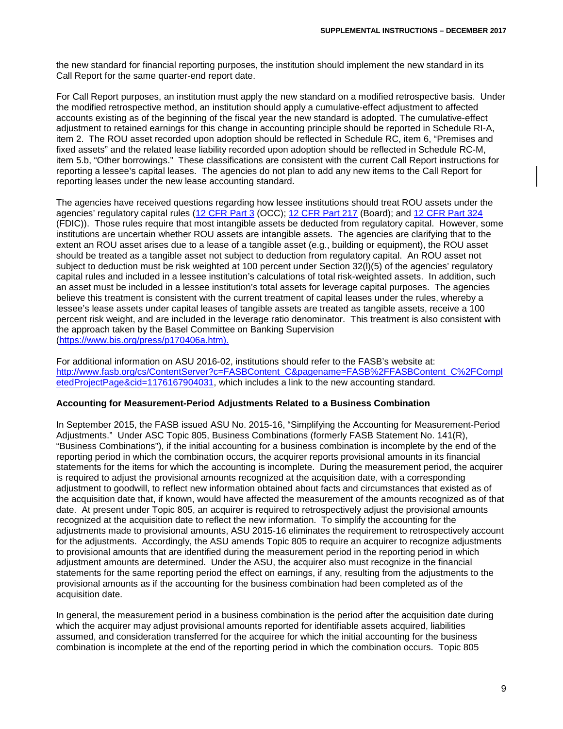the new standard for financial reporting purposes, the institution should implement the new standard in its Call Report for the same quarter-end report date.

For Call Report purposes, an institution must apply the new standard on a modified retrospective basis. Under the modified retrospective method, an institution should apply a cumulative-effect adjustment to affected accounts existing as of the beginning of the fiscal year the new standard is adopted. The cumulative-effect adjustment to retained earnings for this change in accounting principle should be reported in Schedule RI-A, item 2. The ROU asset recorded upon adoption should be reflected in Schedule RC, item 6, "Premises and fixed assets" and the related lease liability recorded upon adoption should be reflected in Schedule RC-M, item 5.b, "Other borrowings." These classifications are consistent with the current Call Report instructions for reporting a lessee's capital leases. The agencies do not plan to add any new items to the Call Report for reporting leases under the new lease accounting standard.

The agencies have received questions regarding how lessee institutions should treat ROU assets under the agencies' regulatory capital rules ([12 CFR Part 3](12 CFR Part 3) (OCC); [12 CFR Part 217](12 CFR Part 217) (Board); and [12 CFR Part 324](12 CFR Part 324) (FDIC)). Those rules require that most intangible assets be deducted from regulatory capital. However, some institutions are uncertain whether ROU assets are intangible assets. The agencies are clarifying that to the extent an ROU asset arises due to a lease of a tangible asset (e.g., building or equipment), the ROU asset should be treated as a tangible asset not subject to deduction from regulatory capital. An ROU asset not subject to deduction must be risk weighted at 100 percent under Section 32(l)(5) of the agencies' regulatory capital rules and included in a lessee institution's calculations of total risk-weighted assets. In addition, such an asset must be included in a lessee institution's total assets for leverage capital purposes. The agencies believe this treatment is consistent with the current treatment of capital leases under the rules, whereby a lessee's lease assets under capital leases of tangible assets are treated as tangible assets, receive a 100 percent risk weight, and are included in the leverage ratio denominator. This treatment is also consistent with the approach taken by the Basel Committee on Banking Supervision (https://www.bis.org/press/p170406a.htm).

For additional information on ASU 2016-02, institutions should refer to the FASB's website at: http://www.fasb.org/cs/ContentServer?c=FASBContent_C&pagename=FASB%2FFASBContent_C%2FCompletedProjectPage&cid=1176167904031, which includes a link to the new accounting standard.

### Accounting for Measurement-Period Adjustments Related to a Business Combination

In September 2015, the FASB issued ASU No. 2015-16, "Simplifying the Accounting for Measurement-Period Adjustments." Under ASC Topic 805, Business Combinations (formerly FASB Statement No. 141(R), "Business Combinations"), if the initial accounting for a business combination is incomplete by the end of the reporting period in which the combination occurs, the acquirer reports provisional amounts in its financial statements for the items for which the accounting is incomplete. During the measurement period, the acquirer is required to adjust the provisional amounts recognized at the acquisition date, with a corresponding adjustment to goodwill, to reflect new information obtained about facts and circumstances that existed as of the acquisition date that, if known, would have affected the measurement of the amounts recognized as of that date. At present under Topic 805, an acquirer is required to retrospectively adjust the provisional amounts recognized at the acquisition date to reflect the new information. To simplify the accounting for the adjustments made to provisional amounts, ASU 2015-16 eliminates the requirement to retrospectively account for the adjustments. Accordingly, the ASU amends Topic 805 to require an acquirer to recognize adjustments to provisional amounts that are identified during the measurement period in the reporting period in which adjustment amounts are determined. Under the ASU, the acquirer also must recognize in the financial statements for the same reporting period the effect on earnings, if any, resulting from the adjustments to the provisional amounts as if the accounting for the business combination had been completed as of the acquisition date.

In general, the measurement period in a business combination is the period after the acquisition date during which the acquirer may adjust provisional amounts reported for identifiable assets acquired, liabilities assumed, and consideration transferred for the acquiree for which the initial accounting for the business combination is incomplete at the end of the reporting period in which the combination occurs. Topic 805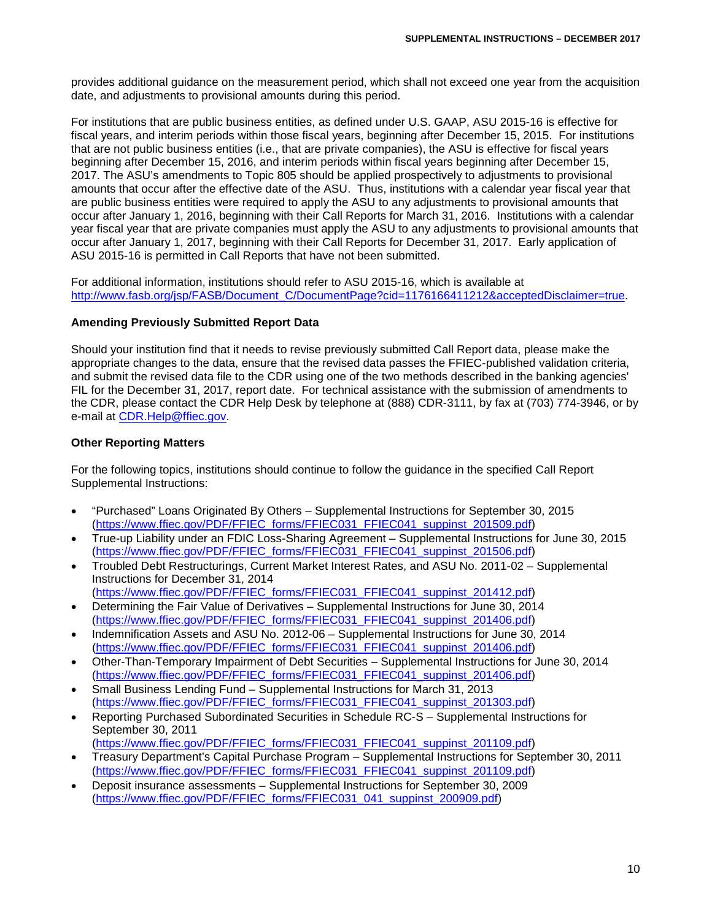provides additional guidance on the measurement period, which shall not exceed one year from the acquisition date, and adjustments to provisional amounts during this period.

For institutions that are public business entities, as defined under U.S. GAAP, ASU 2015-16 is effective for fiscal years, and interim periods within those fiscal years, beginning after December 15, 2015. For institutions that are not public business entities (i.e., that are private companies), the ASU is effective for fiscal years beginning after December 15, 2016, and interim periods within fiscal years beginning after December 15, 2017. The ASU's amendments to Topic 805 should be applied prospectively to adjustments to provisional amounts that occur after the effective date of the ASU. Thus, institutions with a calendar year fiscal year that are public business entities were required to apply the ASU to any adjustments to provisional amounts that occur after January 1, 2016, beginning with their Call Reports for March 31, 2016. Institutions with a calendar year fiscal year that are private companies must apply the ASU to any adjustments to provisional amounts that occur after January 1, 2017, beginning with their Call Reports for December 31, 2017. Early application of ASU 2015-16 is permitted in Call Reports that have not been submitted.

For additional information, institutions should refer to ASU 2015-16, which is available at [http://www.fasb.org/jsp/FASB/Document_C/DocumentPage?cid=1176166411212&acceptedDisclaimer=true](http://www.fasb.org/jsp/FASB/Document_C/DocumentPage?cid=1176166411212&acceptedDisclaimer=true).

### Amending Previously Submitted Report Data

Should your institution find that it needs to revise previously submitted Call Report data, please make the appropriate changes to the data, ensure that the revised data passes the FFIEC-published validation criteria, and submit the revised data file to the CDR using one of the two methods described in the banking agencies' FIL for the December 31, 2017, report date. For technical assistance with the submission of amendments to the CDR, please contact the CDR Help Desk by telephone at (888) CDR-3111, by fax at (703) 774-3946, or by e-mail at [CDR.Help@ffiec.gov](mailto:CDR.Help@ffiec.gov).

### Other Reporting Matters

For the following topics, institutions should continue to follow the guidance in the specified Call Report Supplemental Instructions:

- "Purchased" Loans Originated By Others – Supplemental Instructions for September 30, 2015 ([https://www.ffiec.gov/PDF/FFIEC_forms/FFIEC031_FFIEC041_suppinst_201509.pdf](https://www.ffiec.gov/PDF/FFIEC_forms/FFIEC031_FFIEC041_suppinst_201509.pdf))
- True-up Liability under an FDIC Loss-Sharing Agreement – Supplemental Instructions for June 30, 2015 ([https://www.ffiec.gov/PDF/FFIEC_forms/FFIEC031_FFIEC041_suppinst_201506.pdf](https://www.ffiec.gov/PDF/FFIEC_forms/FFIEC031_FFIEC041_suppinst_201506.pdf))
- Troubled Debt Restructurings, Current Market Interest Rates, and ASU No. 2011-02 – Supplemental Instructions for December 31, 2014 ([https://www.ffiec.gov/PDF/FFIEC_forms/FFIEC031_FFIEC041_suppinst_201412.pdf](https://www.ffiec.gov/PDF/FFIEC_forms/FFIEC031_FFIEC041_suppinst_201412.pdf))
- Determining the Fair Value of Derivatives – Supplemental Instructions for June 30, 2014 ([https://www.ffiec.gov/PDF/FFIEC_forms/FFIEC031_FFIEC041_suppinst_201406.pdf](https://www.ffiec.gov/PDF/FFIEC_forms/FFIEC031_FFIEC041_suppinst_201406.pdf))
- Indemnification Assets and ASU No. 2012-06 – Supplemental Instructions for June 30, 2014 ([https://www.ffiec.gov/PDF/FFIEC_forms/FFIEC031_FFIEC041_suppinst_201406.pdf](https://www.ffiec.gov/PDF/FFIEC_forms/FFIEC031_FFIEC041_suppinst_201406.pdf))
- Other-Than-Temporary Impairment of Debt Securities – Supplemental Instructions for June 30, 2014 ([https://www.ffiec.gov/PDF/FFIEC_forms/FFIEC031_FFIEC041_suppinst_201406.pdf](https://www.ffiec.gov/PDF/FFIEC_forms/FFIEC031_FFIEC041_suppinst_201406.pdf))
- Small Business Lending Fund – Supplemental Instructions for March 31, 2013 ([https://www.ffiec.gov/PDF/FFIEC_forms/FFIEC031_FFIEC041_suppinst_201303.pdf](https://www.ffiec.gov/PDF/FFIEC_forms/FFIEC031_FFIEC041_suppinst_201303.pdf))
- Reporting Purchased Subordinated Securities in Schedule RC-S – Supplemental Instructions for September 30, 2011 ([https://www.ffiec.gov/PDF/FFIEC_forms/FFIEC031_FFIEC041_suppinst_201109.pdf](https://www.ffiec.gov/PDF/FFIEC_forms/FFIEC031_FFIEC041_suppinst_201109.pdf))
- Treasury Department's Capital Purchase Program – Supplemental Instructions for September 30, 2011 ([https://www.ffiec.gov/PDF/FFIEC_forms/FFIEC031_FFIEC041_suppinst_201109.pdf](https://www.ffiec.gov/PDF/FFIEC_forms/FFIEC031_FFIEC041_suppinst_201109.pdf))
- Deposit insurance assessments – Supplemental Instructions for September 30, 2009 ([https://www.ffiec.gov/PDF/FFIEC_forms/FFIEC031_041_suppinst_200909.pdf](https://www.ffiec.gov/PDF/FFIEC_forms/FFIEC031_041_suppinst_200909.pdf))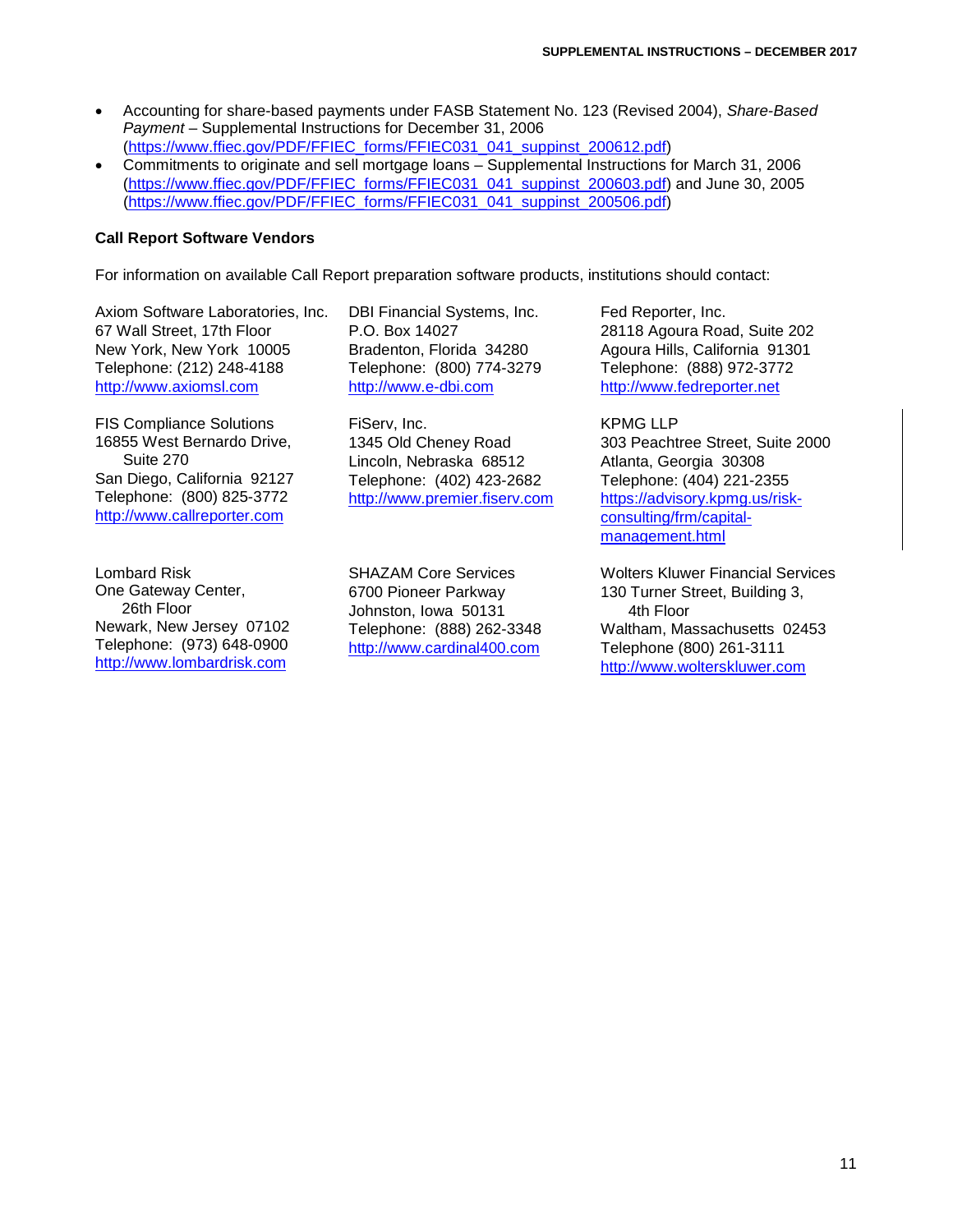- Accounting for share-based payments under FASB Statement No. 123 (Revised 2004), *Share-Based Payment* – Supplemental Instructions for December 31, 2006 (https://www.ffiec.gov/PDF/FFIEC_forms/FFIEC031_041_suppinst_200612.pdf)
- Commitments to originate and sell mortgage loans – Supplemental Instructions for March 31, 2006 (https://www.ffiec.gov/PDF/FFIEC_forms/FFIEC031_041_suppinst_200603.pdf) and June 30, 2005 (https://www.ffiec.gov/PDF/FFIEC_forms/FFIEC031_041_suppinst_200506.pdf)

**Call Report Software Vendors**

For information on available Call Report preparation software products, institutions should contact:

Axiom Software Laboratories, Inc.
67 Wall Street, 17th Floor
New York, New York 10005
Telephone: (212) 248-4188
http://www.axiomsl.com

DBI Financial Systems, Inc.
P.O. Box 14027
Bradenton, Florida 34280
Telephone: (800) 774-3279
http://www.e-dbi.com

Fed Reporter, Inc.
28118 Agoura Road, Suite 202
Agoura Hills, California 91301
Telephone: (888) 972-3772
http://www.fedreporter.net

FIS Compliance Solutions
16855 West Bernardo Drive, Suite 270
San Diego, California 92127
Telephone: (800) 825-3772
http://www.callreporter.com

FiServ, Inc.
1345 Old Cheney Road
Lincoln, Nebraska 68512
Telephone: (402) 423-2682
http://www.premier.fiserv.com

KPMG LLP
303 Peachtree Street, Suite 2000
Atlanta, Georgia 30308
Telephone: (404) 221-2355
https://advisory.kpmg.us/risk-consulting/frm/capital-management.html

Lombard Risk
One Gateway Center, 26th Floor
Newark, New Jersey 07102
Telephone: (973) 648-0900
http://www.lombardrisk.com

SHAZAM Core Services
6700 Pioneer Parkway
Johnston, Iowa 50131
Telephone: (888) 262-3348
http://www.cardinal400.com

Wolters Kluwer Financial Services
130 Turner Street, Building 3, 4th Floor
Waltham, Massachusetts 02453
Telephone (800) 261-3111
http://www.wolterskluwer.com